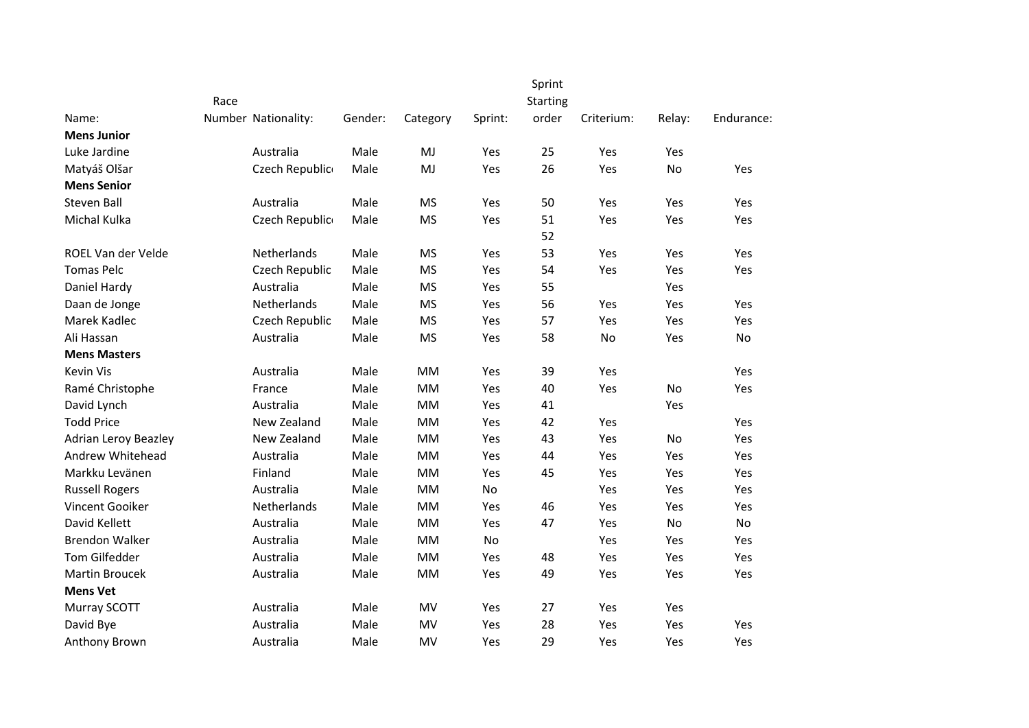| Name: | Race Number | Nationality: | Gender: | Category | Sprint: | Sprint Starting order | Criterium: | Relay: | Endurance: |
|---|---|---|---|---|---|---|---|---|---|
| **Mens Junior** | | | | | | | | | |
| Luke Jardine | | Australia | Male | MJ | Yes | 25 | Yes | Yes | |
| Matyáš Olšar | | Czech Republic | Male | MJ | Yes | 26 | Yes | No | Yes |
| **Mens Senior** | | | | | | | | | |
| Steven Ball | | Australia | Male | MS | Yes | 50 | Yes | Yes | Yes |
| Michal Kulka | | Czech Republic | Male | MS | Yes | 51 | Yes | Yes | Yes |
| | | | | | | 52 | | | |
| ROEL Van der Velde | | Netherlands | Male | MS | Yes | 53 | Yes | Yes | Yes |
| Tomas Pelc | | Czech Republic | Male | MS | Yes | 54 | Yes | Yes | Yes |
| Daniel Hardy | | Australia | Male | MS | Yes | 55 | | Yes | |
| Daan de Jonge | | Netherlands | Male | MS | Yes | 56 | Yes | Yes | Yes |
| Marek Kadlec | | Czech Republic | Male | MS | Yes | 57 | Yes | Yes | Yes |
| Ali Hassan | | Australia | Male | MS | Yes | 58 | No | Yes | No |
| **Mens Masters** | | | | | | | | | |
| Kevin Vis | | Australia | Male | MM | Yes | 39 | Yes | | Yes |
| Ramé Christophe | | France | Male | MM | Yes | 40 | Yes | No | Yes |
| David Lynch | | Australia | Male | MM | Yes | 41 | | Yes | |
| Todd Price | | New Zealand | Male | MM | Yes | 42 | Yes | | Yes |
| Adrian Leroy Beazley | | New Zealand | Male | MM | Yes | 43 | Yes | No | Yes |
| Andrew Whitehead | | Australia | Male | MM | Yes | 44 | Yes | Yes | Yes |
| Markku Levänen | | Finland | Male | MM | Yes | 45 | Yes | Yes | Yes |
| Russell Rogers | | Australia | Male | MM | No | | Yes | Yes | Yes |
| Vincent Gooiker | | Netherlands | Male | MM | Yes | 46 | Yes | Yes | Yes |
| David Kellett | | Australia | Male | MM | Yes | 47 | Yes | No | No |
| Brendon Walker | | Australia | Male | MM | No | | Yes | Yes | Yes |
| Tom Gilfedder | | Australia | Male | MM | Yes | 48 | Yes | Yes | Yes |
| Martin Broucek | | Australia | Male | MM | Yes | 49 | Yes | Yes | Yes |
| **Mens Vet** | | | | | | | | | |
| Murray SCOTT | | Australia | Male | MV | Yes | 27 | Yes | Yes | |
| David Bye | | Australia | Male | MV | Yes | 28 | Yes | Yes | Yes |
| Anthony Brown | | Australia | Male | MV | Yes | 29 | Yes | Yes | Yes |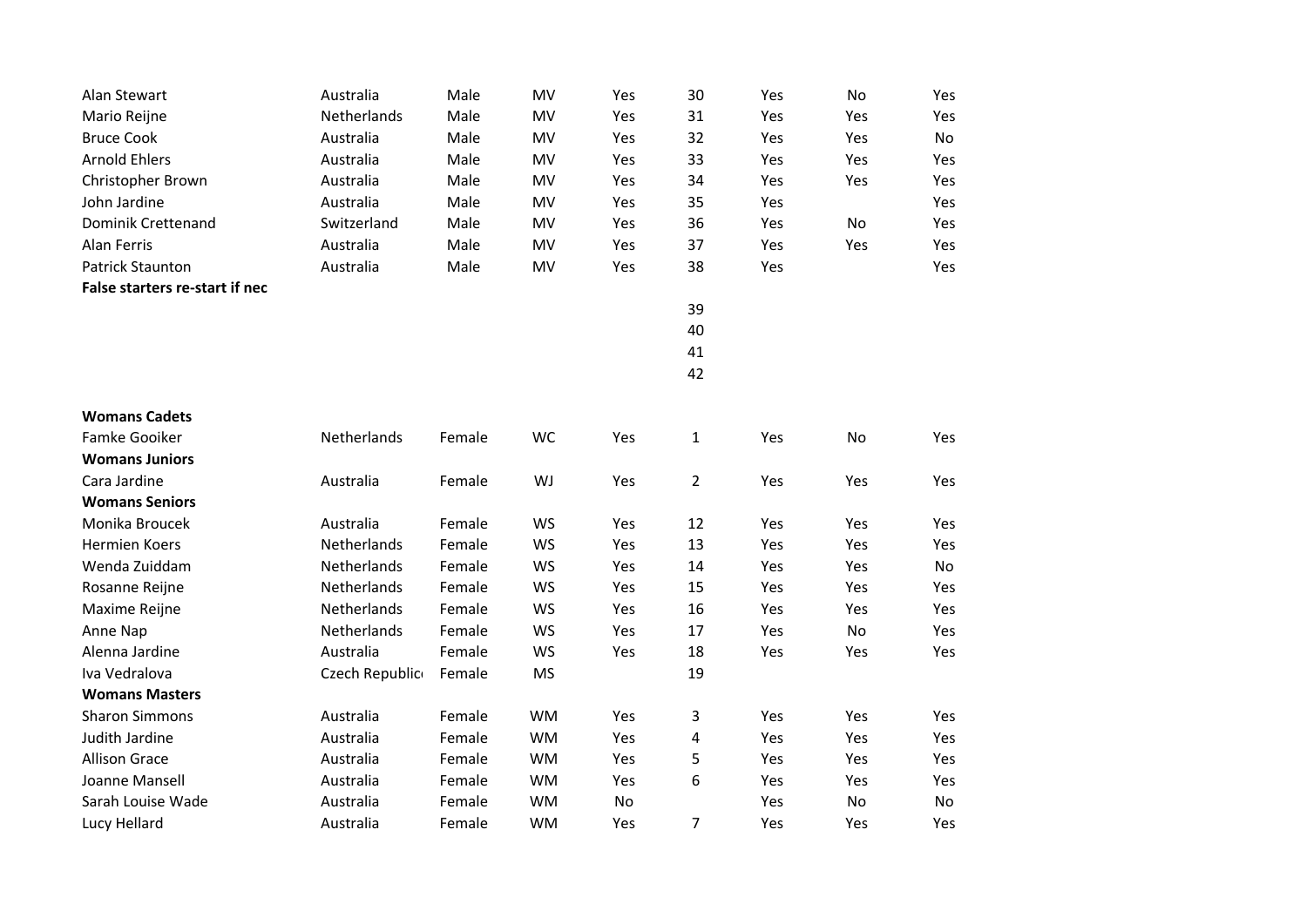| | | | | | | | | |
|---|---|---|---|---|---|---|---|---|
| Alan Stewart | Australia | Male | MV | Yes | 30 | Yes | No | Yes |
| Mario Reijne | Netherlands | Male | MV | Yes | 31 | Yes | Yes | Yes |
| Bruce Cook | Australia | Male | MV | Yes | 32 | Yes | Yes | No |
| Arnold Ehlers | Australia | Male | MV | Yes | 33 | Yes | Yes | Yes |
| Christopher Brown | Australia | Male | MV | Yes | 34 | Yes | Yes | Yes |
| John Jardine | Australia | Male | MV | Yes | 35 | Yes | | Yes |
| Dominik Crettenand | Switzerland | Male | MV | Yes | 36 | Yes | No | Yes |
| Alan Ferris | Australia | Male | MV | Yes | 37 | Yes | Yes | Yes |
| Patrick Staunton | Australia | Male | MV | Yes | 38 | Yes | | Yes |
| **False starters re-start if nec** | | | | | | | | |
| | | | | | 39 | | | |
| | | | | | 40 | | | |
| | | | | | 41 | | | |
| | | | | | 42 | | | |
| | | | | | | | | |
| **Womans Cadets** | | | | | | | | |
| Famke Gooiker | Netherlands | Female | WC | Yes | 1 | Yes | No | Yes |
| **Womans Juniors** | | | | | | | | |
| Cara Jardine | Australia | Female | WJ | Yes | 2 | Yes | Yes | Yes |
| **Womans Seniors** | | | | | | | | |
| Monika Broucek | Australia | Female | WS | Yes | 12 | Yes | Yes | Yes |
| Hermien Koers | Netherlands | Female | WS | Yes | 13 | Yes | Yes | Yes |
| Wenda Zuiddam | Netherlands | Female | WS | Yes | 14 | Yes | Yes | No |
| Rosanne Reijne | Netherlands | Female | WS | Yes | 15 | Yes | Yes | Yes |
| Maxime Reijne | Netherlands | Female | WS | Yes | 16 | Yes | Yes | Yes |
| Anne Nap | Netherlands | Female | WS | Yes | 17 | Yes | No | Yes |
| Alenna Jardine | Australia | Female | WS | Yes | 18 | Yes | Yes | Yes |
| Iva Vedralova | Czech Republic | Female | MS | | 19 | | | |
| **Womans Masters** | | | | | | | | |
| Sharon Simmons | Australia | Female | WM | Yes | 3 | Yes | Yes | Yes |
| Judith Jardine | Australia | Female | WM | Yes | 4 | Yes | Yes | Yes |
| Allison Grace | Australia | Female | WM | Yes | 5 | Yes | Yes | Yes |
| Joanne Mansell | Australia | Female | WM | Yes | 6 | Yes | Yes | Yes |
| Sarah Louise Wade | Australia | Female | WM | No | | Yes | No | No |
| Lucy Hellard | Australia | Female | WM | Yes | 7 | Yes | Yes | Yes |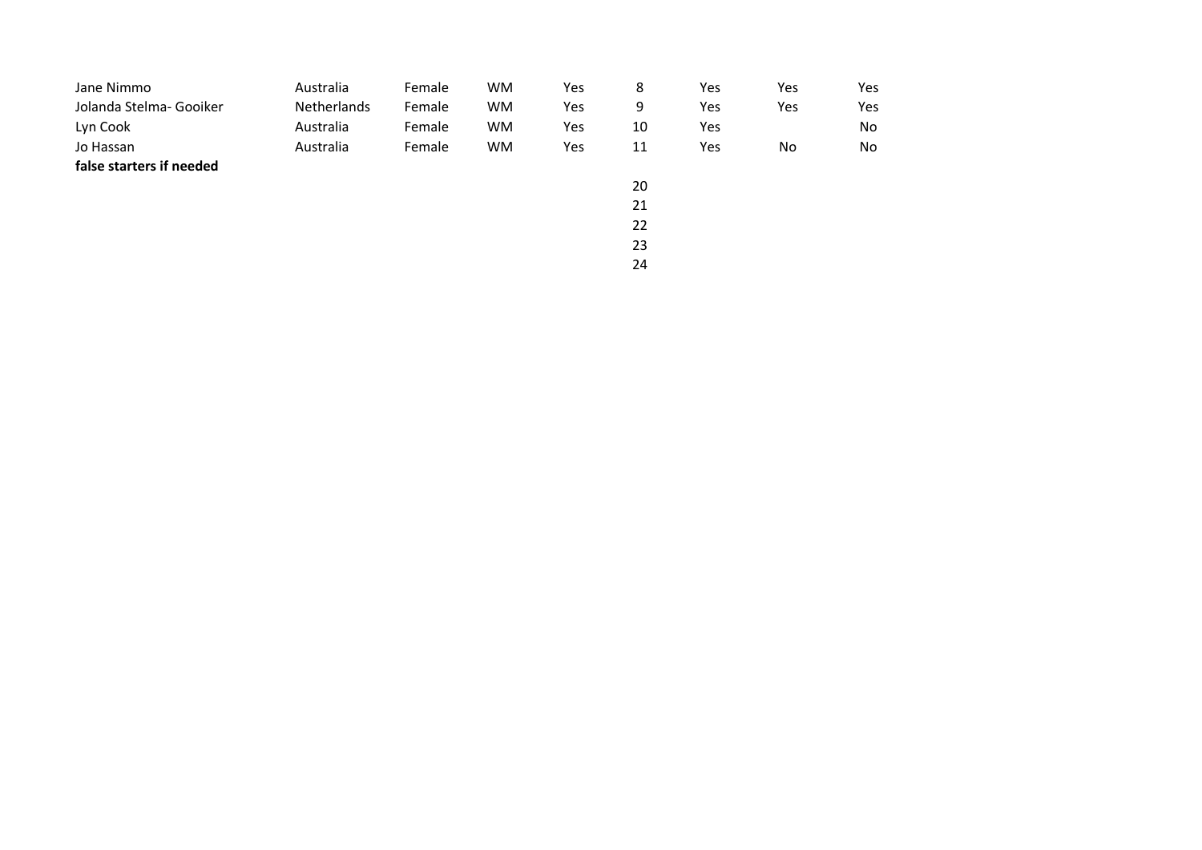| | | | | | | | | |
|---|---|---|---|---|---|---|---|---|
| Jane Nimmo | Australia | Female | WM | Yes | 8 | Yes | Yes | Yes |
| Jolanda Stelma- Gooiker | Netherlands | Female | WM | Yes | 9 | Yes | Yes | Yes |
| Lyn Cook | Australia | Female | WM | Yes | 10 | Yes | | No |
| Jo Hassan | Australia | Female | WM | Yes | 11 | Yes | No | No |
| **false starters if needed** | | | | | | | | |
| | | | | | 20 | | | |
| | | | | | 21 | | | |
| | | | | | 22 | | | |
| | | | | | 23 | | | |
| | | | | | 24 | | | |